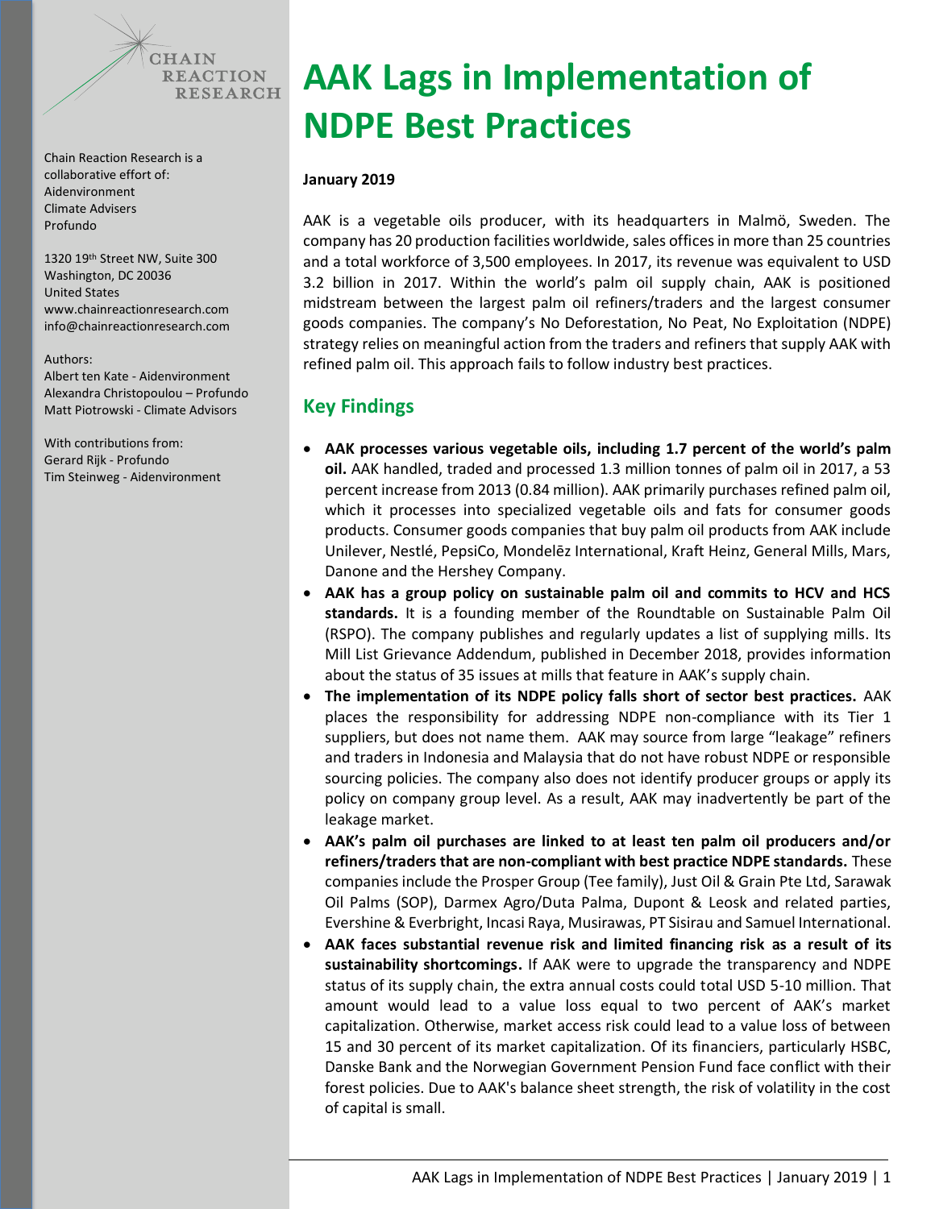Chain Reaction Research is a collaborative effort of:
Aidenvironment
Climate Advisers
Profundo

1320 19th Street NW, Suite 300
Washington, DC 20036
United States
www.chainreactionresearch.com
info@chainreactionresearch.com

Authors:
Albert ten Kate - Aidenvironment
Alexandra Christopoulou – Profundo
Matt Piotrowski - Climate Advisors

With contributions from:
Gerard Rijk - Profundo
Tim Steinweg - Aidenvironment

# AAK Lags in Implementation of NDPE Best Practices

**January 2019**

AAK is a vegetable oils producer, with its headquarters in Malmö, Sweden. The company has 20 production facilities worldwide, sales offices in more than 25 countries and a total workforce of 3,500 employees. In 2017, its revenue was equivalent to USD 3.2 billion in 2017. Within the world's palm oil supply chain, AAK is positioned midstream between the largest palm oil refiners/traders and the largest consumer goods companies. The company's No Deforestation, No Peat, No Exploitation (NDPE) strategy relies on meaningful action from the traders and refiners that supply AAK with refined palm oil. This approach fails to follow industry best practices.

## Key Findings

- **AAK processes various vegetable oils, including 1.7 percent of the world's palm oil.** AAK handled, traded and processed 1.3 million tonnes of palm oil in 2017, a 53 percent increase from 2013 (0.84 million). AAK primarily purchases refined palm oil, which it processes into specialized vegetable oils and fats for consumer goods products. Consumer goods companies that buy palm oil products from AAK include Unilever, Nestlé, PepsiCo, Mondelēz International, Kraft Heinz, General Mills, Mars, Danone and the Hershey Company.
- **AAK has a group policy on sustainable palm oil and commits to HCV and HCS standards.** It is a founding member of the Roundtable on Sustainable Palm Oil (RSPO). The company publishes and regularly updates a list of supplying mills. Its Mill List Grievance Addendum, published in December 2018, provides information about the status of 35 issues at mills that feature in AAK's supply chain.
- **The implementation of its NDPE policy falls short of sector best practices.** AAK places the responsibility for addressing NDPE non-compliance with its Tier 1 suppliers, but does not name them. AAK may source from large "leakage" refiners and traders in Indonesia and Malaysia that do not have robust NDPE or responsible sourcing policies. The company also does not identify producer groups or apply its policy on company group level. As a result, AAK may inadvertently be part of the leakage market.
- **AAK's palm oil purchases are linked to at least ten palm oil producers and/or refiners/traders that are non-compliant with best practice NDPE standards.** These companies include the Prosper Group (Tee family), Just Oil & Grain Pte Ltd, Sarawak Oil Palms (SOP), Darmex Agro/Duta Palma, Dupont & Leosk and related parties, Evershine & Everbright, Incasi Raya, Musirawas, PT Sisirau and Samuel International.
- **AAK faces substantial revenue risk and limited financing risk as a result of its sustainability shortcomings.** If AAK were to upgrade the transparency and NDPE status of its supply chain, the extra annual costs could total USD 5-10 million. That amount would lead to a value loss equal to two percent of AAK's market capitalization. Otherwise, market access risk could lead to a value loss of between 15 and 30 percent of its market capitalization. Of its financiers, particularly HSBC, Danske Bank and the Norwegian Government Pension Fund face conflict with their forest policies. Due to AAK's balance sheet strength, the risk of volatility in the cost of capital is small.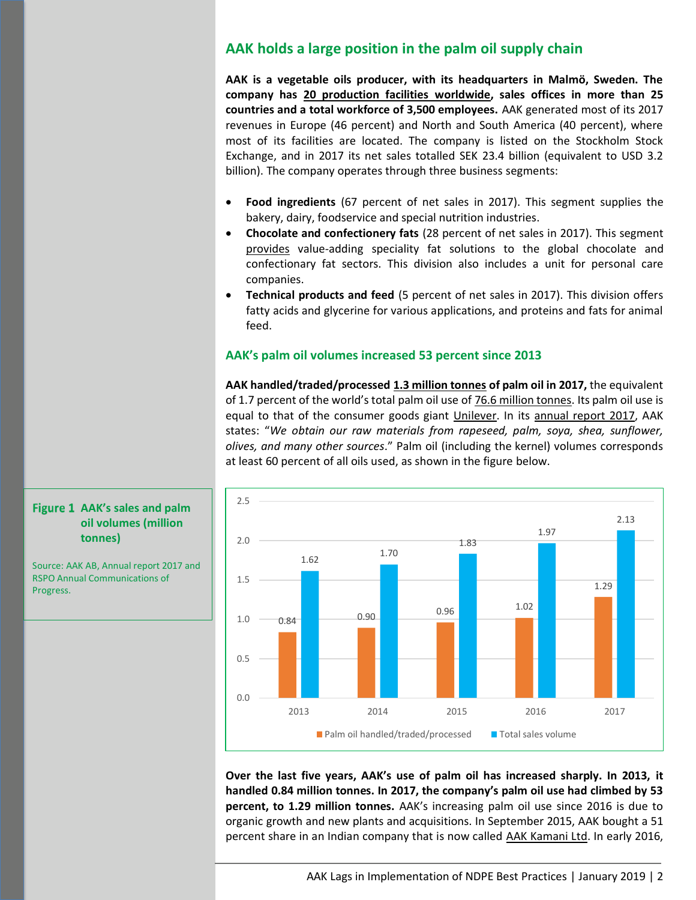## AAK holds a large position in the palm oil supply chain

**AAK is a vegetable oils producer, with its headquarters in Malmö, Sweden. The company has 20 production facilities worldwide, sales offices in more than 25 countries and a total workforce of 3,500 employees.** AAK generated most of its 2017 revenues in Europe (46 percent) and North and South America (40 percent), where most of its facilities are located. The company is listed on the Stockholm Stock Exchange, and in 2017 its net sales totalled SEK 23.4 billion (equivalent to USD 3.2 billion). The company operates through three business segments:

- **Food ingredients** (67 percent of net sales in 2017). This segment supplies the bakery, dairy, foodservice and special nutrition industries.
- **Chocolate and confectionery fats** (28 percent of net sales in 2017). This segment provides value-adding speciality fat solutions to the global chocolate and confectionary fat sectors. This division also includes a unit for personal care companies.
- **Technical products and feed** (5 percent of net sales in 2017). This division offers fatty acids and glycerine for various applications, and proteins and fats for animal feed.

### AAK's palm oil volumes increased 53 percent since 2013

**AAK handled/traded/processed 1.3 million tonnes of palm oil in 2017,** the equivalent of 1.7 percent of the world's total palm oil use of 76.6 million tonnes. Its palm oil use is equal to that of the consumer goods giant Unilever. In its annual report 2017, AAK states: "*We obtain our raw materials from rapeseed, palm, soya, shea, sunflower, olives, and many other sources*." Palm oil (including the kernel) volumes corresponds at least 60 percent of all oils used, as shown in the figure below.

**Figure 1 AAK's sales and palm oil volumes (million tonnes)**

Source: AAK AB, Annual report 2017 and RSPO Annual Communications of Progress.

| Year | Palm oil handled/traded/processed | Total sales volume |
|---|---|---|
| 2013 | 0.84 | 1.62 |
| 2014 | 0.90 | 1.70 |
| 2015 | 0.96 | 1.83 |
| 2016 | 1.02 | 1.97 |
| 2017 | 1.29 | 2.13 |

**Over the last five years, AAK's use of palm oil has increased sharply. In 2013, it handled 0.84 million tonnes. In 2017, the company's palm oil use had climbed by 53 percent, to 1.29 million tonnes.** AAK's increasing palm oil use since 2016 is due to organic growth and new plants and acquisitions. In September 2015, AAK bought a 51 percent share in an Indian company that is now called AAK Kamani Ltd. In early 2016,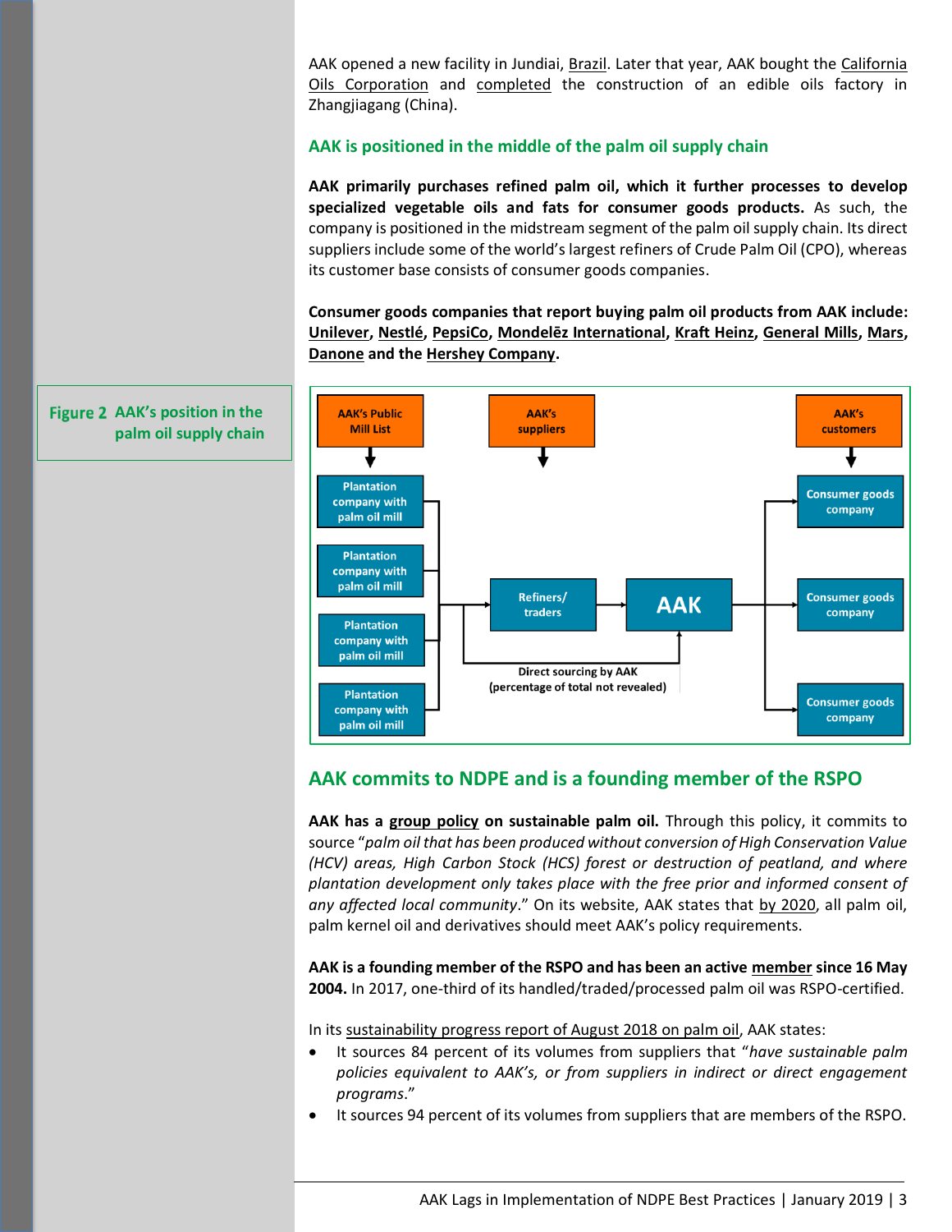AAK opened a new facility in Jundiai, Brazil. Later that year, AAK bought the California Oils Corporation and completed the construction of an edible oils factory in Zhangjiagang (China).

## AAK is positioned in the middle of the palm oil supply chain

**AAK primarily purchases refined palm oil, which it further processes to develop specialized vegetable oils and fats for consumer goods products.** As such, the company is positioned in the midstream segment of the palm oil supply chain. Its direct suppliers include some of the world's largest refiners of Crude Palm Oil (CPO), whereas its customer base consists of consumer goods companies.

**Consumer goods companies that report buying palm oil products from AAK include: Unilever, Nestlé, PepsiCo, Mondelēz International, Kraft Heinz, General Mills, Mars, Danone and the Hershey Company.**

**Figure 2** AAK's position in the palm oil supply chain

AAK's Public Mill List → Plantation company with palm oil mill (×4)

AAK's suppliers → Refiners/traders

AAK's customers → Consumer goods company (×3)

Plantation company with palm oil mill → Refiners/traders → AAK → Consumer goods company

Direct sourcing by AAK (percentage of total not revealed)

## AAK commits to NDPE and is a founding member of the RSPO

**AAK has a group policy on sustainable palm oil.** Through this policy, it commits to source "*palm oil that has been produced without conversion of High Conservation Value (HCV) areas, High Carbon Stock (HCS) forest or destruction of peatland, and where plantation development only takes place with the free prior and informed consent of any affected local community*." On its website, AAK states that by 2020, all palm oil, palm kernel oil and derivatives should meet AAK's policy requirements.

**AAK is a founding member of the RSPO and has been an active member since 16 May 2004.** In 2017, one-third of its handled/traded/processed palm oil was RSPO-certified.

In its sustainability progress report of August 2018 on palm oil, AAK states:

- It sources 84 percent of its volumes from suppliers that "*have sustainable palm policies equivalent to AAK's, or from suppliers in indirect or direct engagement programs*."
- It sources 94 percent of its volumes from suppliers that are members of the RSPO.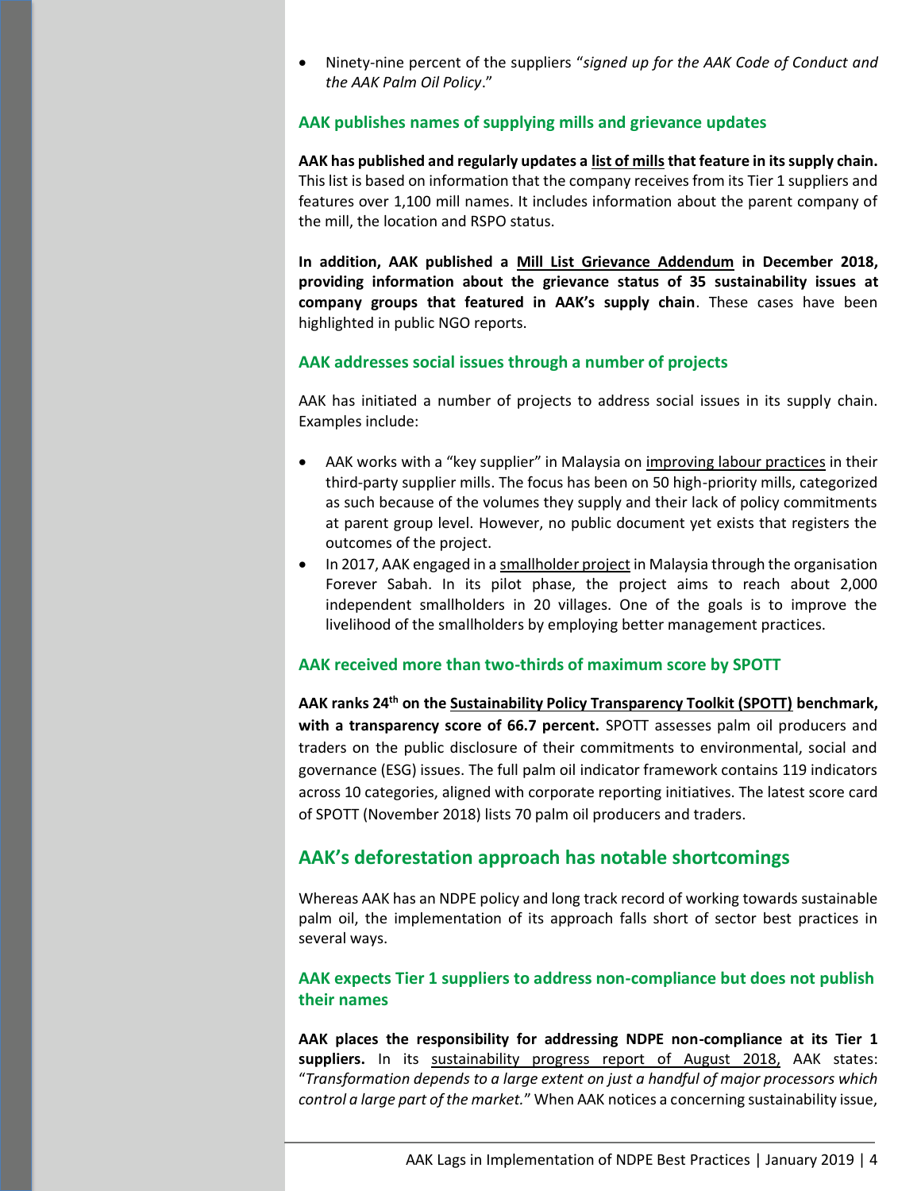- Ninety-nine percent of the suppliers "*signed up for the AAK Code of Conduct and the AAK Palm Oil Policy*."

### AAK publishes names of supplying mills and grievance updates

**AAK has published and regularly updates a list of mills that feature in its supply chain.** This list is based on information that the company receives from its Tier 1 suppliers and features over 1,100 mill names. It includes information about the parent company of the mill, the location and RSPO status.

**In addition, AAK published a Mill List Grievance Addendum in December 2018, providing information about the grievance status of 35 sustainability issues at company groups that featured in AAK's supply chain**. These cases have been highlighted in public NGO reports.

### AAK addresses social issues through a number of projects

AAK has initiated a number of projects to address social issues in its supply chain. Examples include:

- AAK works with a "key supplier" in Malaysia on improving labour practices in their third-party supplier mills. The focus has been on 50 high-priority mills, categorized as such because of the volumes they supply and their lack of policy commitments at parent group level. However, no public document yet exists that registers the outcomes of the project.
- In 2017, AAK engaged in a smallholder project in Malaysia through the organisation Forever Sabah. In its pilot phase, the project aims to reach about 2,000 independent smallholders in 20 villages. One of the goals is to improve the livelihood of the smallholders by employing better management practices.

### AAK received more than two-thirds of maximum score by SPOTT

**AAK ranks 24th on the Sustainability Policy Transparency Toolkit (SPOTT) benchmark, with a transparency score of 66.7 percent.** SPOTT assesses palm oil producers and traders on the public disclosure of their commitments to environmental, social and governance (ESG) issues. The full palm oil indicator framework contains 119 indicators across 10 categories, aligned with corporate reporting initiatives. The latest score card of SPOTT (November 2018) lists 70 palm oil producers and traders.

## AAK's deforestation approach has notable shortcomings

Whereas AAK has an NDPE policy and long track record of working towards sustainable palm oil, the implementation of its approach falls short of sector best practices in several ways.

### AAK expects Tier 1 suppliers to address non-compliance but does not publish their names

**AAK places the responsibility for addressing NDPE non-compliance at its Tier 1 suppliers.** In its sustainability progress report of August 2018, AAK states: "*Transformation depends to a large extent on just a handful of major processors which control a large part of the market.*" When AAK notices a concerning sustainability issue,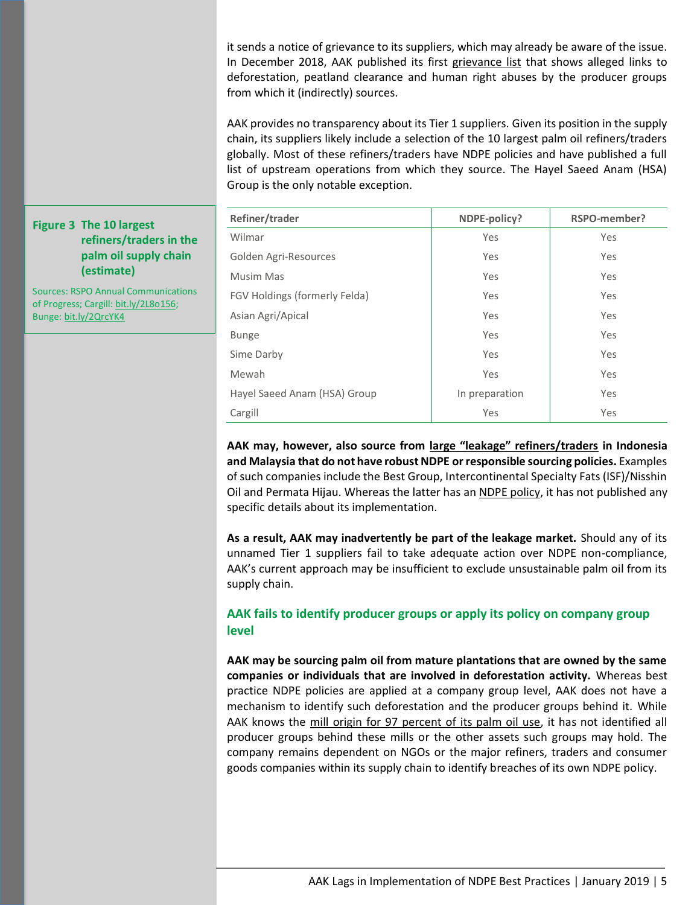it sends a notice of grievance to its suppliers, which may already be aware of the issue. In December 2018, AAK published its first grievance list that shows alleged links to deforestation, peatland clearance and human right abuses by the producer groups from which it (indirectly) sources.

AAK provides no transparency about its Tier 1 suppliers. Given its position in the supply chain, its suppliers likely include a selection of the 10 largest palm oil refiners/traders globally. Most of these refiners/traders have NDPE policies and have published a full list of upstream operations from which they source. The Hayel Saeed Anam (HSA) Group is the only notable exception.

**Figure 3 The 10 largest refiners/traders in the palm oil supply chain (estimate)**

Sources: RSPO Annual Communications of Progress; Cargill: bit.ly/2L8o156; Bunge: bit.ly/2QrcYK4

| Refiner/trader | NDPE-policy? | RSPO-member? |
| --- | --- | --- |
| Wilmar | Yes | Yes |
| Golden Agri-Resources | Yes | Yes |
| Musim Mas | Yes | Yes |
| FGV Holdings (formerly Felda) | Yes | Yes |
| Asian Agri/Apical | Yes | Yes |
| Bunge | Yes | Yes |
| Sime Darby | Yes | Yes |
| Mewah | Yes | Yes |
| Hayel Saeed Anam (HSA) Group | In preparation | Yes |
| Cargill | Yes | Yes |

**AAK may, however, also source from large "leakage" refiners/traders in Indonesia and Malaysia that do not have robust NDPE or responsible sourcing policies.** Examples of such companies include the Best Group, Intercontinental Specialty Fats (ISF)/Nisshin Oil and Permata Hijau. Whereas the latter has an NDPE policy, it has not published any specific details about its implementation.

**As a result, AAK may inadvertently be part of the leakage market.** Should any of its unnamed Tier 1 suppliers fail to take adequate action over NDPE non-compliance, AAK's current approach may be insufficient to exclude unsustainable palm oil from its supply chain.

## AAK fails to identify producer groups or apply its policy on company group level

**AAK may be sourcing palm oil from mature plantations that are owned by the same companies or individuals that are involved in deforestation activity.** Whereas best practice NDPE policies are applied at a company group level, AAK does not have a mechanism to identify such deforestation and the producer groups behind it. While AAK knows the mill origin for 97 percent of its palm oil use, it has not identified all producer groups behind these mills or the other assets such groups may hold. The company remains dependent on NGOs or the major refiners, traders and consumer goods companies within its supply chain to identify breaches of its own NDPE policy.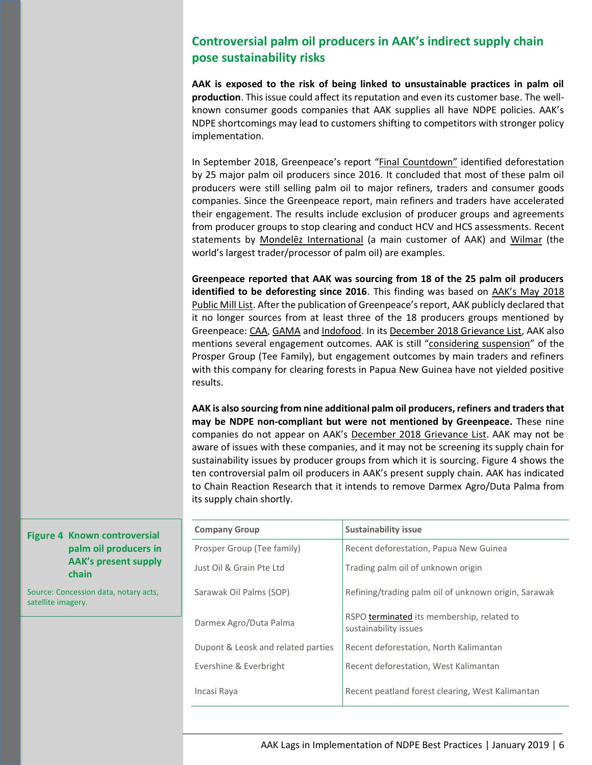## Controversial palm oil producers in AAK's indirect supply chain pose sustainability risks

**AAK is exposed to the risk of being linked to unsustainable practices in palm oil production**. This issue could affect its reputation and even its customer base. The well-known consumer goods companies that AAK supplies all have NDPE policies. AAK's NDPE shortcomings may lead to customers shifting to competitors with stronger policy implementation.

In September 2018, Greenpeace's report "Final Countdown" identified deforestation by 25 major palm oil producers since 2016. It concluded that most of these palm oil producers were still selling palm oil to major refiners, traders and consumer goods companies. Since the Greenpeace report, main refiners and traders have accelerated their engagement. The results include exclusion of producer groups and agreements from producer groups to stop clearing and conduct HCV and HCS assessments. Recent statements by Mondelēz International (a main customer of AAK) and Wilmar (the world's largest trader/processor of palm oil) are examples.

**Greenpeace reported that AAK was sourcing from 18 of the 25 palm oil producers identified to be deforesting since 2016**. This finding was based on AAK's May 2018 Public Mill List. After the publication of Greenpeace's report, AAK publicly declared that it no longer sources from at least three of the 18 producers groups mentioned by Greenpeace: CAA, GAMA and Indofood. In its December 2018 Grievance List, AAK also mentions several engagement outcomes. AAK is still "considering suspension" of the Prosper Group (Tee Family), but engagement outcomes by main traders and refiners with this company for clearing forests in Papua New Guinea have not yielded positive results.

**AAK is also sourcing from nine additional palm oil producers, refiners and traders that may be NDPE non-compliant but were not mentioned by Greenpeace.** These nine companies do not appear on AAK's December 2018 Grievance List. AAK may not be aware of issues with these companies, and it may not be screening its supply chain for sustainability issues by producer groups from which it is sourcing. Figure 4 shows the ten controversial palm oil producers in AAK's present supply chain. AAK has indicated to Chain Reaction Research that it intends to remove Darmex Agro/Duta Palma from its supply chain shortly.

**Figure 4 Known controversial palm oil producers in AAK's present supply chain**

Source: Concession data, notary acts, satellite imagery.

| Company Group | Sustainability issue |
|---|---|
| Prosper Group (Tee family) | Recent deforestation, Papua New Guinea |
| Just Oil & Grain Pte Ltd | Trading palm oil of unknown origin |
| Sarawak Oil Palms (SOP) | Refining/trading palm oil of unknown origin, Sarawak |
| Darmex Agro/Duta Palma | RSPO terminated its membership, related to sustainability issues |
| Dupont & Leosk and related parties | Recent deforestation, North Kalimantan |
| Evershine & Everbright | Recent deforestation, West Kalimantan |
| Incasi Raya | Recent peatland forest clearing, West Kalimantan |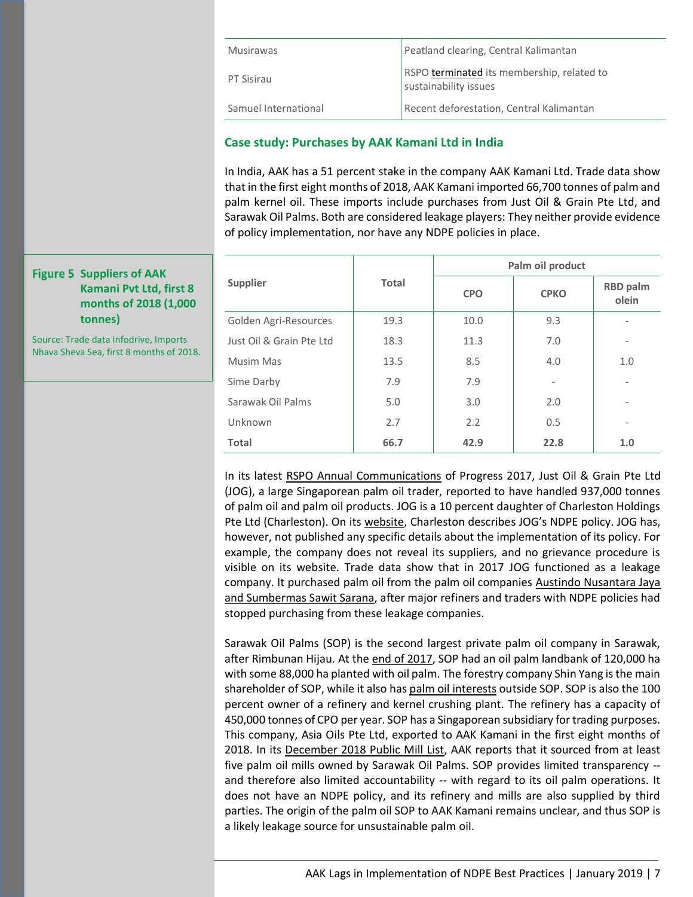| Musirawas | Peatland clearing, Central Kalimantan |
|---|---|
| PT Sisirau | RSPO terminated its membership, related to sustainability issues |
| Samuel International | Recent deforestation, Central Kalimantan |

## Case study: Purchases by AAK Kamani Ltd in India

In India, AAK has a 51 percent stake in the company AAK Kamani Ltd. Trade data show that in the first eight months of 2018, AAK Kamani imported 66,700 tonnes of palm and palm kernel oil. These imports include purchases from Just Oil & Grain Pte Ltd, and Sarawak Oil Palms. Both are considered leakage players: They neither provide evidence of policy implementation, nor have any NDPE policies in place.

**Figure 5 Suppliers of AAK Kamani Pvt Ltd, first 8 months of 2018 (1,000 tonnes)**

Source: Trade data Infodrive, Imports Nhava Sheva Sea, first 8 months of 2018.

| Supplier | Total | Palm oil product | | |
|---|---|---|---|---|
| | | CPO | CPKO | RBD palm olein |
| Golden Agri-Resources | 19.3 | 10.0 | 9.3 | - |
| Just Oil & Grain Pte Ltd | 18.3 | 11.3 | 7.0 | - |
| Musim Mas | 13.5 | 8.5 | 4.0 | 1.0 |
| Sime Darby | 7.9 | 7.9 | - | - |
| Sarawak Oil Palms | 5.0 | 3.0 | 2.0 | - |
| Unknown | 2.7 | 2.2 | 0.5 | - |
| **Total** | **66.7** | **42.9** | **22.8** | **1.0** |

In its latest RSPO Annual Communications of Progress 2017, Just Oil & Grain Pte Ltd (JOG), a large Singaporean palm oil trader, reported to have handled 937,000 tonnes of palm oil and palm oil products. JOG is a 10 percent daughter of Charleston Holdings Pte Ltd (Charleston). On its website, Charleston describes JOG's NDPE policy. JOG has, however, not published any specific details about the implementation of its policy. For example, the company does not reveal its suppliers, and no grievance procedure is visible on its website. Trade data show that in 2017 JOG functioned as a leakage company. It purchased palm oil from the palm oil companies Austindo Nusantara Jaya and Sumbermas Sawit Sarana, after major refiners and traders with NDPE policies had stopped purchasing from these leakage companies.

Sarawak Oil Palms (SOP) is the second largest private palm oil company in Sarawak, after Rimbunan Hijau. At the end of 2017, SOP had an oil palm landbank of 120,000 ha with some 88,000 ha planted with oil palm. The forestry company Shin Yang is the main shareholder of SOP, while it also has palm oil interests outside SOP. SOP is also the 100 percent owner of a refinery and kernel crushing plant. The refinery has a capacity of 450,000 tonnes of CPO per year. SOP has a Singaporean subsidiary for trading purposes. This company, Asia Oils Pte Ltd, exported to AAK Kamani in the first eight months of 2018. In its December 2018 Public Mill List, AAK reports that it sourced from at least five palm oil mills owned by Sarawak Oil Palms. SOP provides limited transparency -- and therefore also limited accountability -- with regard to its oil palm operations. It does not have an NDPE policy, and its refinery and mills are also supplied by third parties. The origin of the palm oil SOP to AAK Kamani remains unclear, and thus SOP is a likely leakage source for unsustainable palm oil.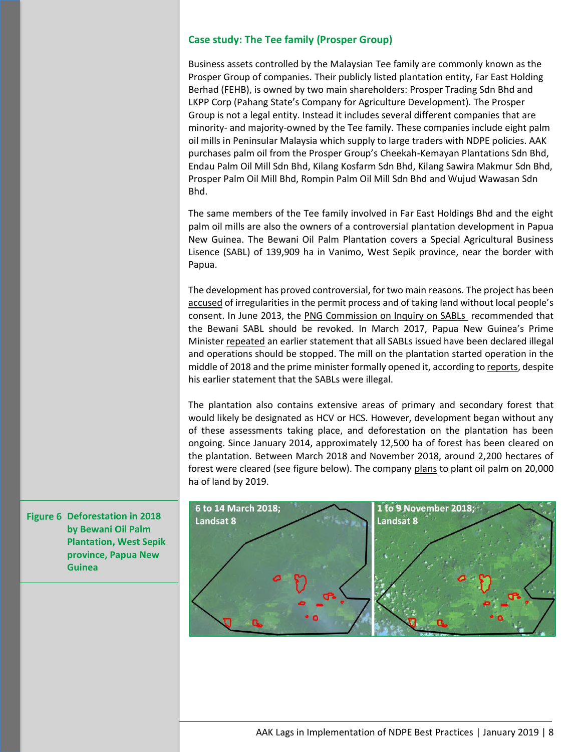### Case study: The Tee family (Prosper Group)

Business assets controlled by the Malaysian Tee family are commonly known as the Prosper Group of companies. Their publicly listed plantation entity, Far East Holding Berhad (FEHB), is owned by two main shareholders: Prosper Trading Sdn Bhd and LKPP Corp (Pahang State's Company for Agriculture Development). The Prosper Group is not a legal entity. Instead it includes several different companies that are minority- and majority-owned by the Tee family. These companies include eight palm oil mills in Peninsular Malaysia which supply to large traders with NDPE policies. AAK purchases palm oil from the Prosper Group's Cheekah-Kemayan Plantations Sdn Bhd, Endau Palm Oil Mill Sdn Bhd, Kilang Kosfarm Sdn Bhd, Kilang Sawira Makmur Sdn Bhd, Prosper Palm Oil Mill Bhd, Rompin Palm Oil Mill Sdn Bhd and Wujud Wawasan Sdn Bhd.

The same members of the Tee family involved in Far East Holdings Bhd and the eight palm oil mills are also the owners of a controversial plantation development in Papua New Guinea. The Bewani Oil Palm Plantation covers a Special Agricultural Business Lisence (SABL) of 139,909 ha in Vanimo, West Sepik province, near the border with Papua.

The development has proved controversial, for two main reasons. The project has been accused of irregularities in the permit process and of taking land without local people's consent. In June 2013, the PNG Commission on Inquiry on SABLs recommended that the Bewani SABL should be revoked. In March 2017, Papua New Guinea's Prime Minister repeated an earlier statement that all SABLs issued have been declared illegal and operations should be stopped. The mill on the plantation started operation in the middle of 2018 and the prime minister formally opened it, according to reports, despite his earlier statement that the SABLs were illegal.

The plantation also contains extensive areas of primary and secondary forest that would likely be designated as HCV or HCS. However, development began without any of these assessments taking place, and deforestation on the plantation has been ongoing. Since January 2014, approximately 12,500 ha of forest has been cleared on the plantation. Between March 2018 and November 2018, around 2,200 hectares of forest were cleared (see figure below). The company plans to plant oil palm on 20,000 ha of land by 2019.

**Figure 6 Deforestation in 2018 by Bewani Oil Palm Plantation, West Sepik province, Papua New Guinea**

6 to 14 March 2018; Landsat 8 | 1 to 9 November 2018; Landsat 8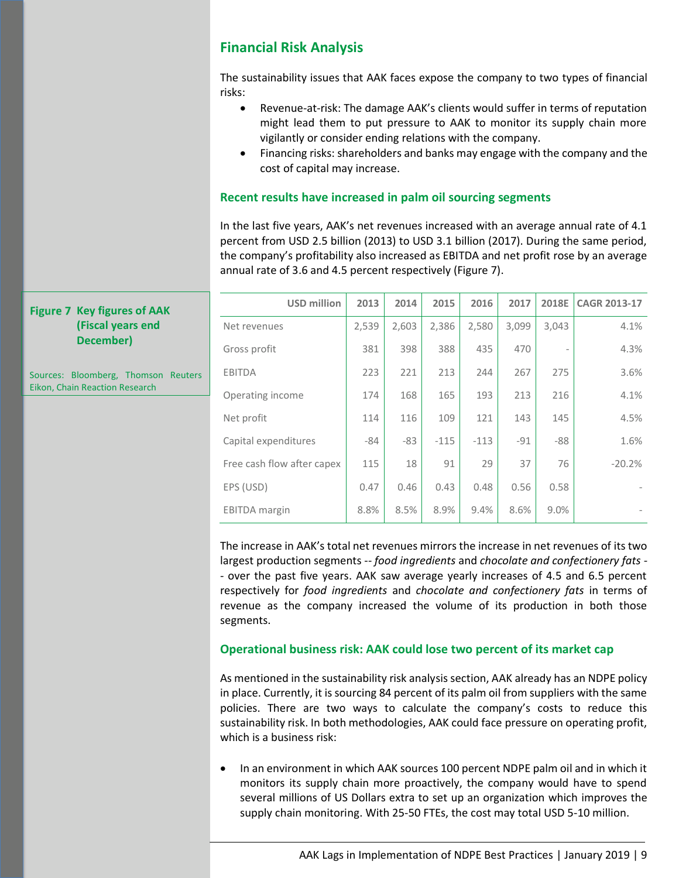## Financial Risk Analysis

The sustainability issues that AAK faces expose the company to two types of financial risks:

- Revenue-at-risk: The damage AAK's clients would suffer in terms of reputation might lead them to put pressure to AAK to monitor its supply chain more vigilantly or consider ending relations with the company.
- Financing risks: shareholders and banks may engage with the company and the cost of capital may increase.

### Recent results have increased in palm oil sourcing segments

In the last five years, AAK's net revenues increased with an average annual rate of 4.1 percent from USD 2.5 billion (2013) to USD 3.1 billion (2017). During the same period, the company's profitability also increased as EBITDA and net profit rose by an average annual rate of 3.6 and 4.5 percent respectively (Figure 7).

**Figure 7 Key figures of AAK (Fiscal years end December)**

| USD million | 2013 | 2014 | 2015 | 2016 | 2017 | 2018E | CAGR 2013-17 |
|---|---|---|---|---|---|---|---|
| Net revenues | 2,539 | 2,603 | 2,386 | 2,580 | 3,099 | 3,043 | 4.1% |
| Gross profit | 381 | 398 | 388 | 435 | 470 | - | 4.3% |
| EBITDA | 223 | 221 | 213 | 244 | 267 | 275 | 3.6% |
| Operating income | 174 | 168 | 165 | 193 | 213 | 216 | 4.1% |
| Net profit | 114 | 116 | 109 | 121 | 143 | 145 | 4.5% |
| Capital expenditures | -84 | -83 | -115 | -113 | -91 | -88 | 1.6% |
| Free cash flow after capex | 115 | 18 | 91 | 29 | 37 | 76 | -20.2% |
| EPS (USD) | 0.47 | 0.46 | 0.43 | 0.48 | 0.56 | 0.58 | - |
| EBITDA margin | 8.8% | 8.5% | 8.9% | 9.4% | 8.6% | 9.0% | - |

Sources: Bloomberg, Thomson Reuters Eikon, Chain Reaction Research

The increase in AAK's total net revenues mirrors the increase in net revenues of its two largest production segments -- *food ingredients* and *chocolate and confectionery fats* -- over the past five years. AAK saw average yearly increases of 4.5 and 6.5 percent respectively for *food ingredients* and *chocolate and confectionery fats* in terms of revenue as the company increased the volume of its production in both those segments.

### Operational business risk: AAK could lose two percent of its market cap

As mentioned in the sustainability risk analysis section, AAK already has an NDPE policy in place. Currently, it is sourcing 84 percent of its palm oil from suppliers with the same policies. There are two ways to calculate the company's costs to reduce this sustainability risk. In both methodologies, AAK could face pressure on operating profit, which is a business risk:

- In an environment in which AAK sources 100 percent NDPE palm oil and in which it monitors its supply chain more proactively, the company would have to spend several millions of US Dollars extra to set up an organization which improves the supply chain monitoring. With 25-50 FTEs, the cost may total USD 5-10 million.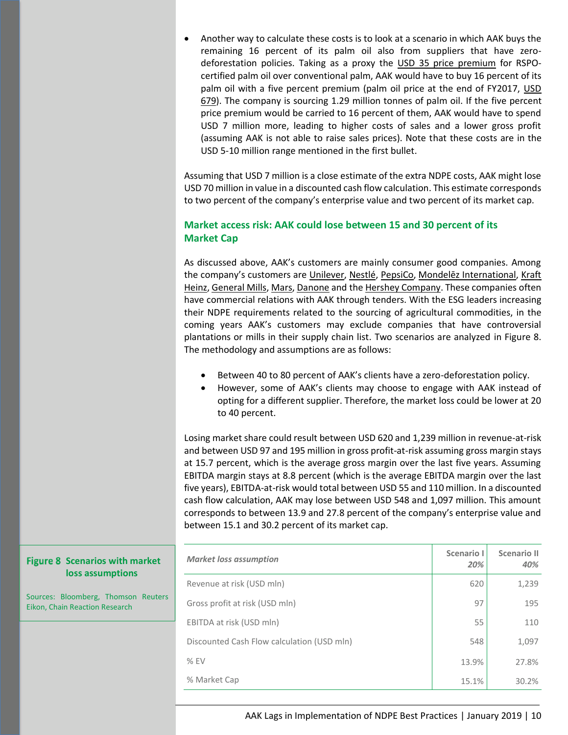- Another way to calculate these costs is to look at a scenario in which AAK buys the remaining 16 percent of its palm oil also from suppliers that have zero-deforestation policies. Taking as a proxy the USD 35 price premium for RSPO-certified palm oil over conventional palm, AAK would have to buy 16 percent of its palm oil with a five percent premium (palm oil price at the end of FY2017, USD 679). The company is sourcing 1.29 million tonnes of palm oil. If the five percent price premium would be carried to 16 percent of them, AAK would have to spend USD 7 million more, leading to higher costs of sales and a lower gross profit (assuming AAK is not able to raise sales prices). Note that these costs are in the USD 5-10 million range mentioned in the first bullet.

Assuming that USD 7 million is a close estimate of the extra NDPE costs, AAK might lose USD 70 million in value in a discounted cash flow calculation. This estimate corresponds to two percent of the company's enterprise value and two percent of its market cap.

### Market access risk: AAK could lose between 15 and 30 percent of its Market Cap

As discussed above, AAK's customers are mainly consumer good companies. Among the company's customers are Unilever, Nestlé, PepsiCo, Mondelēz International, Kraft Heinz, General Mills, Mars, Danone and the Hershey Company. These companies often have commercial relations with AAK through tenders. With the ESG leaders increasing their NDPE requirements related to the sourcing of agricultural commodities, in the coming years AAK's customers may exclude companies that have controversial plantations or mills in their supply chain list. Two scenarios are analyzed in Figure 8. The methodology and assumptions are as follows:

- Between 40 to 80 percent of AAK's clients have a zero-deforestation policy.
- However, some of AAK's clients may choose to engage with AAK instead of opting for a different supplier. Therefore, the market loss could be lower at 20 to 40 percent.

Losing market share could result between USD 620 and 1,239 million in revenue-at-risk and between USD 97 and 195 million in gross profit-at-risk assuming gross margin stays at 15.7 percent, which is the average gross margin over the last five years. Assuming EBITDA margin stays at 8.8 percent (which is the average EBITDA margin over the last five years), EBITDA-at-risk would total between USD 55 and 110 million. In a discounted cash flow calculation, AAK may lose between USD 548 and 1,097 million. This amount corresponds to between 13.9 and 27.8 percent of the company's enterprise value and between 15.1 and 30.2 percent of its market cap.

**Figure 8 Scenarios with market loss assumptions**

Sources: Bloomberg, Thomson Reuters Eikon, Chain Reaction Research

| *Market loss assumption* | Scenario I *20%* | Scenario II *40%* |
|---|---|---|
| Revenue at risk (USD mln) | 620 | 1,239 |
| Gross profit at risk (USD mln) | 97 | 195 |
| EBITDA at risk (USD mln) | 55 | 110 |
| Discounted Cash Flow calculation (USD mln) | 548 | 1,097 |
| % EV | 13.9% | 27.8% |
| % Market Cap | 15.1% | 30.2% |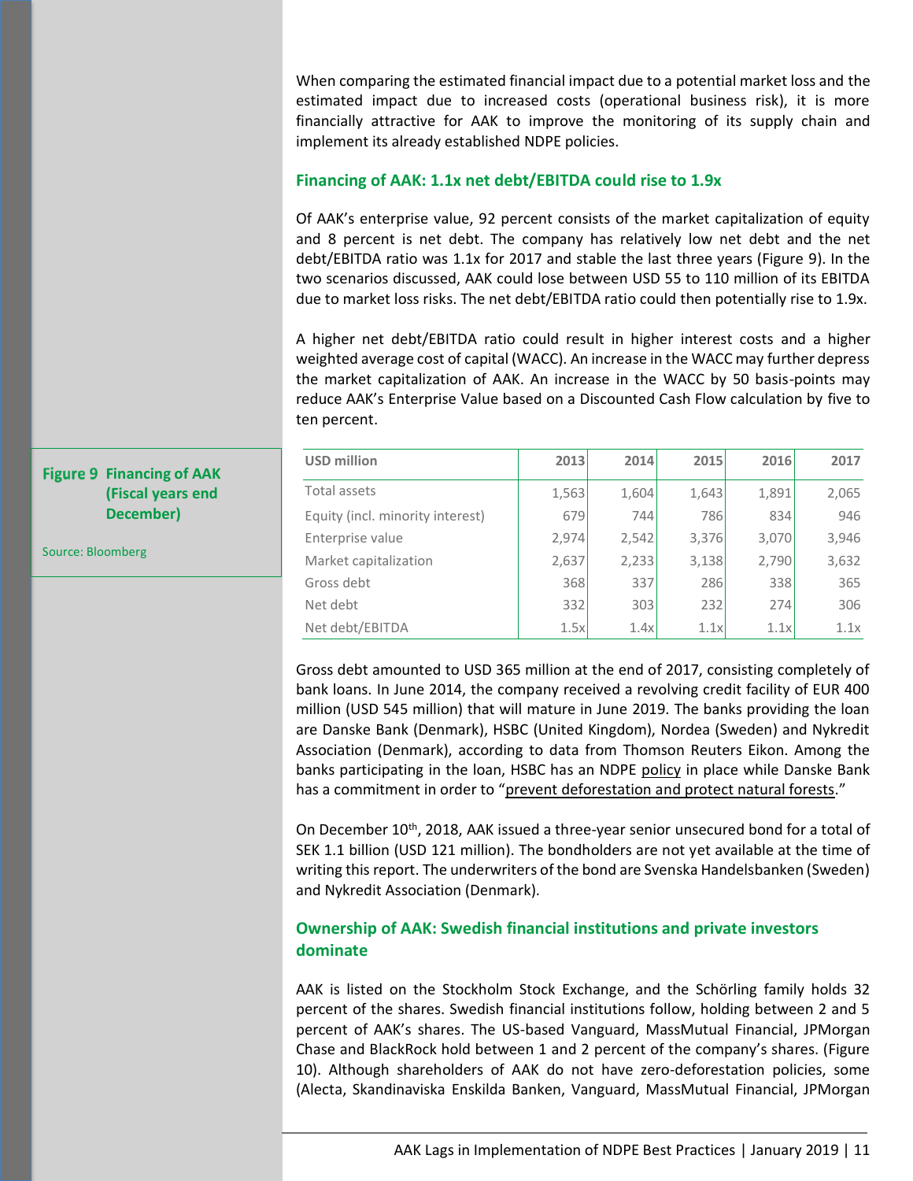When comparing the estimated financial impact due to a potential market loss and the estimated impact due to increased costs (operational business risk), it is more financially attractive for AAK to improve the monitoring of its supply chain and implement its already established NDPE policies.

## Financing of AAK: 1.1x net debt/EBITDA could rise to 1.9x

Of AAK's enterprise value, 92 percent consists of the market capitalization of equity and 8 percent is net debt. The company has relatively low net debt and the net debt/EBITDA ratio was 1.1x for 2017 and stable the last three years (Figure 9). In the two scenarios discussed, AAK could lose between USD 55 to 110 million of its EBITDA due to market loss risks. The net debt/EBITDA ratio could then potentially rise to 1.9x.

A higher net debt/EBITDA ratio could result in higher interest costs and a higher weighted average cost of capital (WACC). An increase in the WACC may further depress the market capitalization of AAK. An increase in the WACC by 50 basis-points may reduce AAK's Enterprise Value based on a Discounted Cash Flow calculation by five to ten percent.

**Figure 9 Financing of AAK (Fiscal years end December)**

Source: Bloomberg

| USD million | 2013 | 2014 | 2015 | 2016 | 2017 |
|---|---|---|---|---|---|
| Total assets | 1,563 | 1,604 | 1,643 | 1,891 | 2,065 |
| Equity (incl. minority interest) | 679 | 744 | 786 | 834 | 946 |
| Enterprise value | 2,974 | 2,542 | 3,376 | 3,070 | 3,946 |
| Market capitalization | 2,637 | 2,233 | 3,138 | 2,790 | 3,632 |
| Gross debt | 368 | 337 | 286 | 338 | 365 |
| Net debt | 332 | 303 | 232 | 274 | 306 |
| Net debt/EBITDA | 1.5x | 1.4x | 1.1x | 1.1x | 1.1x |

Gross debt amounted to USD 365 million at the end of 2017, consisting completely of bank loans. In June 2014, the company received a revolving credit facility of EUR 400 million (USD 545 million) that will mature in June 2019. The banks providing the loan are Danske Bank (Denmark), HSBC (United Kingdom), Nordea (Sweden) and Nykredit Association (Denmark), according to data from Thomson Reuters Eikon. Among the banks participating in the loan, HSBC has an NDPE policy in place while Danske Bank has a commitment in order to "prevent deforestation and protect natural forests."

On December 10th, 2018, AAK issued a three-year senior unsecured bond for a total of SEK 1.1 billion (USD 121 million). The bondholders are not yet available at the time of writing this report. The underwriters of the bond are Svenska Handelsbanken (Sweden) and Nykredit Association (Denmark).

## Ownership of AAK: Swedish financial institutions and private investors dominate

AAK is listed on the Stockholm Stock Exchange, and the Schörling family holds 32 percent of the shares. Swedish financial institutions follow, holding between 2 and 5 percent of AAK's shares. The US-based Vanguard, MassMutual Financial, JPMorgan Chase and BlackRock hold between 1 and 2 percent of the company's shares. (Figure 10). Although shareholders of AAK do not have zero-deforestation policies, some (Alecta, Skandinaviska Enskilda Banken, Vanguard, MassMutual Financial, JPMorgan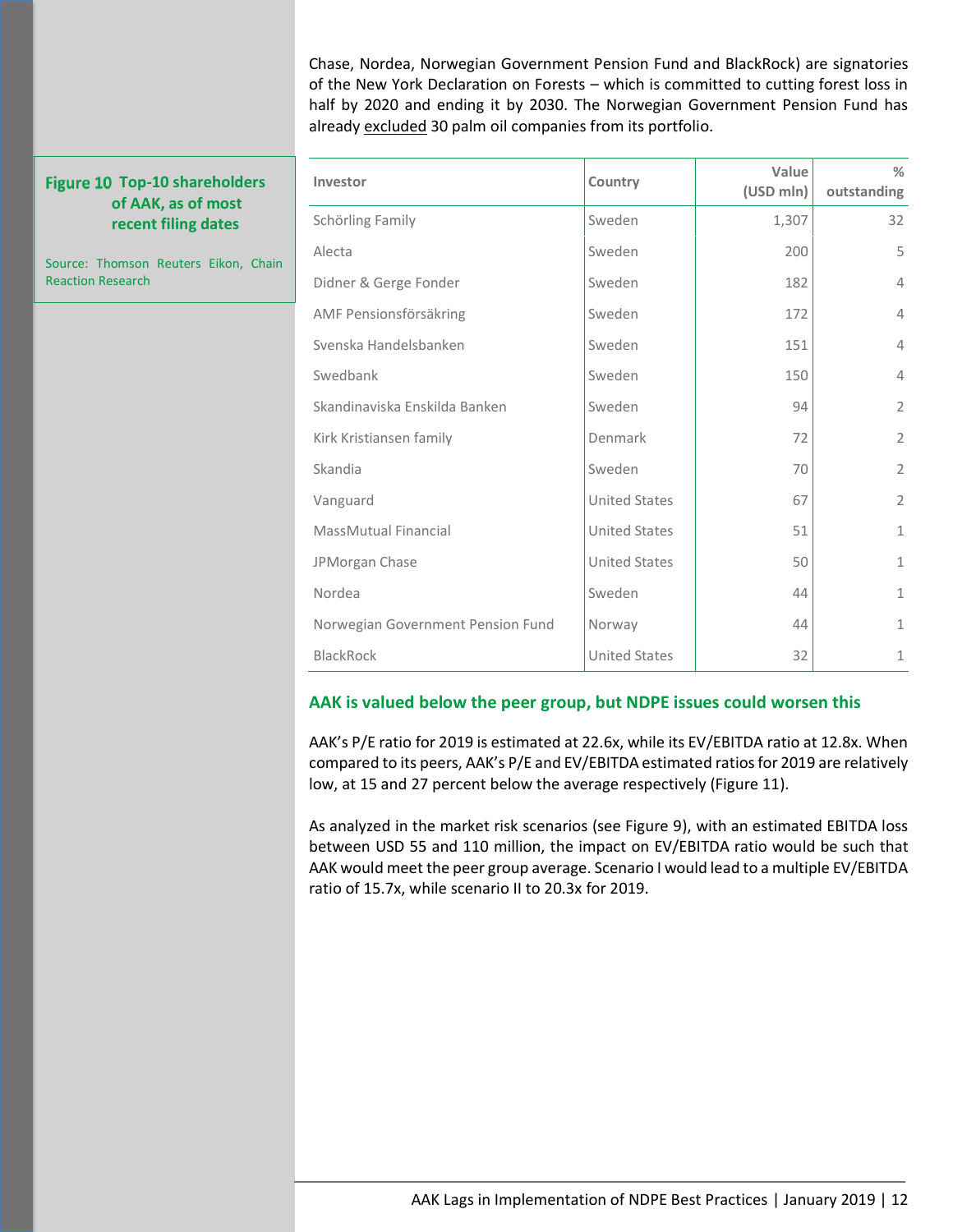Chase, Nordea, Norwegian Government Pension Fund and BlackRock) are signatories of the New York Declaration on Forests – which is committed to cutting forest loss in half by 2020 and ending it by 2030. The Norwegian Government Pension Fund has already excluded 30 palm oil companies from its portfolio.

**Figure 10 Top-10 shareholders of AAK, as of most recent filing dates**

Source: Thomson Reuters Eikon, Chain Reaction Research

| Investor | Country | Value (USD mln) | % outstanding |
|---|---|---|---|
| Schörling Family | Sweden | 1,307 | 32 |
| Alecta | Sweden | 200 | 5 |
| Didner & Gerge Fonder | Sweden | 182 | 4 |
| AMF Pensionsförsäkring | Sweden | 172 | 4 |
| Svenska Handelsbanken | Sweden | 151 | 4 |
| Swedbank | Sweden | 150 | 4 |
| Skandinaviska Enskilda Banken | Sweden | 94 | 2 |
| Kirk Kristiansen family | Denmark | 72 | 2 |
| Skandia | Sweden | 70 | 2 |
| Vanguard | United States | 67 | 2 |
| MassMutual Financial | United States | 51 | 1 |
| JPMorgan Chase | United States | 50 | 1 |
| Nordea | Sweden | 44 | 1 |
| Norwegian Government Pension Fund | Norway | 44 | 1 |
| BlackRock | United States | 32 | 1 |

## AAK is valued below the peer group, but NDPE issues could worsen this

AAK's P/E ratio for 2019 is estimated at 22.6x, while its EV/EBITDA ratio at 12.8x. When compared to its peers, AAK's P/E and EV/EBITDA estimated ratios for 2019 are relatively low, at 15 and 27 percent below the average respectively (Figure 11).

As analyzed in the market risk scenarios (see Figure 9), with an estimated EBITDA loss between USD 55 and 110 million, the impact on EV/EBITDA ratio would be such that AAK would meet the peer group average. Scenario I would lead to a multiple EV/EBITDA ratio of 15.7x, while scenario II to 20.3x for 2019.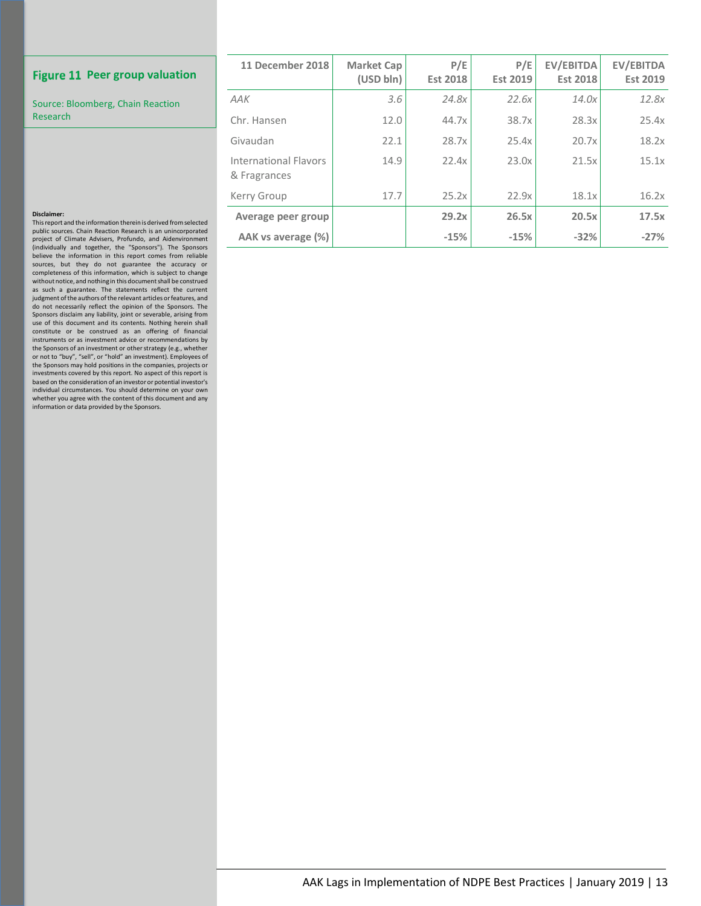**Figure 11 Peer group valuation**

Source: Bloomberg, Chain Reaction Research

| 11 December 2018 | Market Cap (USD bln) | P/E Est 2018 | P/E Est 2019 | EV/EBITDA Est 2018 | EV/EBITDA Est 2019 |
|---|---|---|---|---|---|
| *AAK* | *3.6* | *24.8x* | *22.6x* | *14.0x* | *12.8x* |
| Chr. Hansen | 12.0 | 44.7x | 38.7x | 28.3x | 25.4x |
| Givaudan | 22.1 | 28.7x | 25.4x | 20.7x | 18.2x |
| International Flavors & Fragrances | 14.9 | 22.4x | 23.0x | 21.5x | 15.1x |
| Kerry Group | 17.7 | 25.2x | 22.9x | 18.1x | 16.2x |
| **Average peer group** | | **29.2x** | **26.5x** | **20.5x** | **17.5x** |
| **AAK vs average (%)** | | **-15%** | **-15%** | **-32%** | **-27%** |

**Disclaimer:**
This report and the information therein is derived from selected public sources. Chain Reaction Research is an unincorporated project of Climate Advisers, Profundo, and Aidenvironment (individually and together, the "Sponsors"). The Sponsors believe the information in this report comes from reliable sources, but they do not guarantee the accuracy or completeness of this information, which is subject to change without notice, and nothing in this document shall be construed as such a guarantee. The statements reflect the current judgment of the authors of the relevant articles or features, and do not necessarily reflect the opinion of the Sponsors. The Sponsors disclaim any liability, joint or severable, arising from use of this document and its contents. Nothing herein shall constitute or be construed as an offering of financial instruments or as investment advice or recommendations by the Sponsors of an investment or other strategy (e.g., whether or not to "buy", "sell", or "hold" an investment). Employees of the Sponsors may hold positions in the companies, projects or investments covered by this report. No aspect of this report is based on the consideration of an investor or potential investor's individual circumstances. You should determine on your own whether you agree with the content of this document and any information or data provided by the Sponsors.